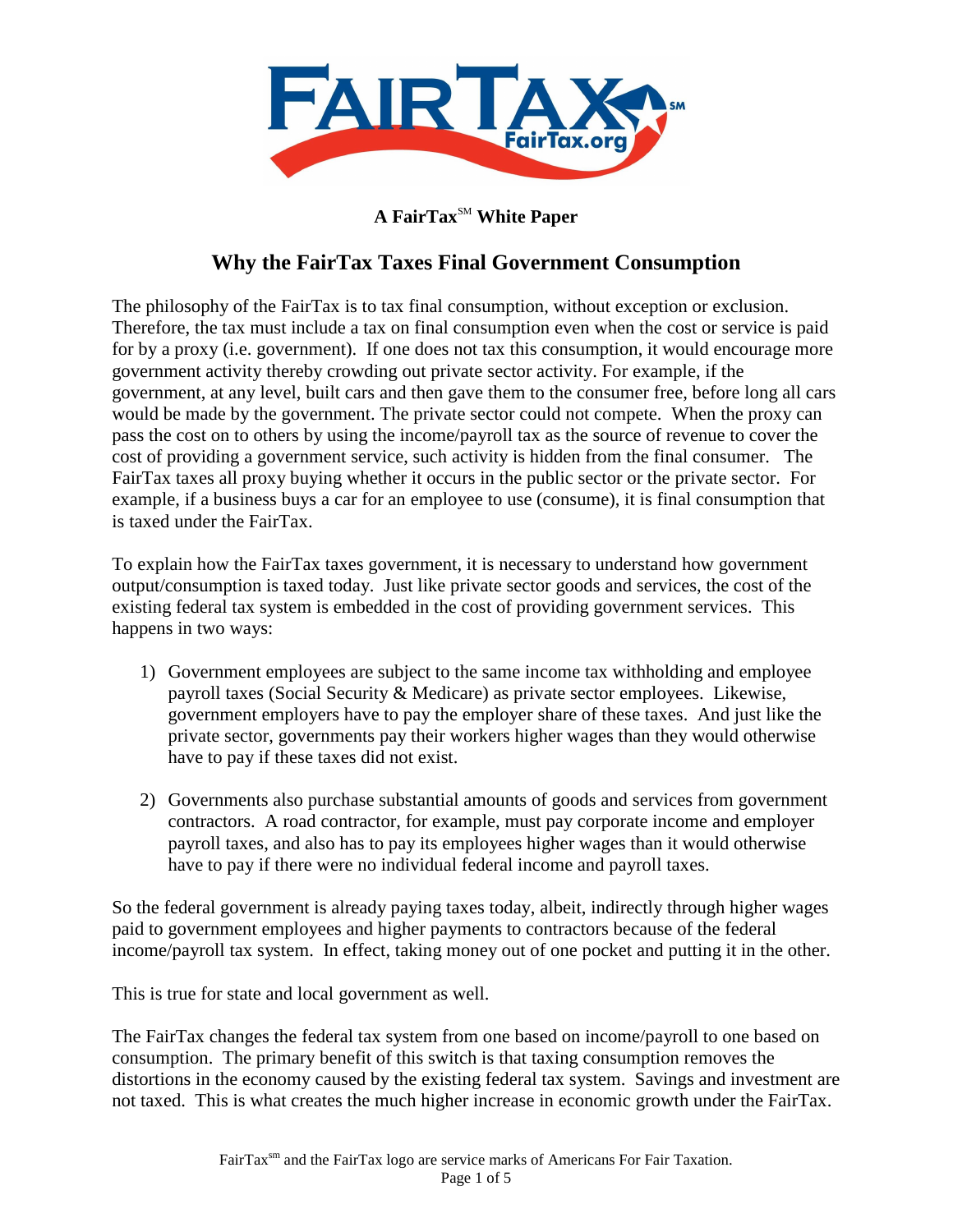**A FairTax[SM] White Paper**

# Why the FairTax Taxes Final Government Consumption

The philosophy of the FairTax is to tax final consumption, without exception or exclusion. Therefore, the tax must include a tax on final consumption even when the cost or service is paid for by a proxy (i.e. government). If one does not tax this consumption, it would encourage more government activity thereby crowding out private sector activity. For example, if the government, at any level, built cars and then gave them to the consumer free, before long all cars would be made by the government. The private sector could not compete. When the proxy can pass the cost on to others by using the income/payroll tax as the source of revenue to cover the cost of providing a government service, such activity is hidden from the final consumer. The FairTax taxes all proxy buying whether it occurs in the public sector or the private sector. For example, if a business buys a car for an employee to use (consume), it is final consumption that is taxed under the FairTax.

To explain how the FairTax taxes government, it is necessary to understand how government output/consumption is taxed today. Just like private sector goods and services, the cost of the existing federal tax system is embedded in the cost of providing government services. This happens in two ways:

1) Government employees are subject to the same income tax withholding and employee payroll taxes (Social Security & Medicare) as private sector employees. Likewise, government employers have to pay the employer share of these taxes. And just like the private sector, governments pay their workers higher wages than they would otherwise have to pay if these taxes did not exist.

2) Governments also purchase substantial amounts of goods and services from government contractors. A road contractor, for example, must pay corporate income and employer payroll taxes, and also has to pay its employees higher wages than it would otherwise have to pay if there were no individual federal income and payroll taxes.

So the federal government is already paying taxes today, albeit, indirectly through higher wages paid to government employees and higher payments to contractors because of the federal income/payroll tax system. In effect, taking money out of one pocket and putting it in the other.

This is true for state and local government as well.

The FairTax changes the federal tax system from one based on income/payroll to one based on consumption. The primary benefit of this switch is that taxing consumption removes the distortions in the economy caused by the existing federal tax system. Savings and investment are not taxed. This is what creates the much higher increase in economic growth under the FairTax.

FairTax[sm] and the FairTax logo are service marks of Americans For Fair Taxation.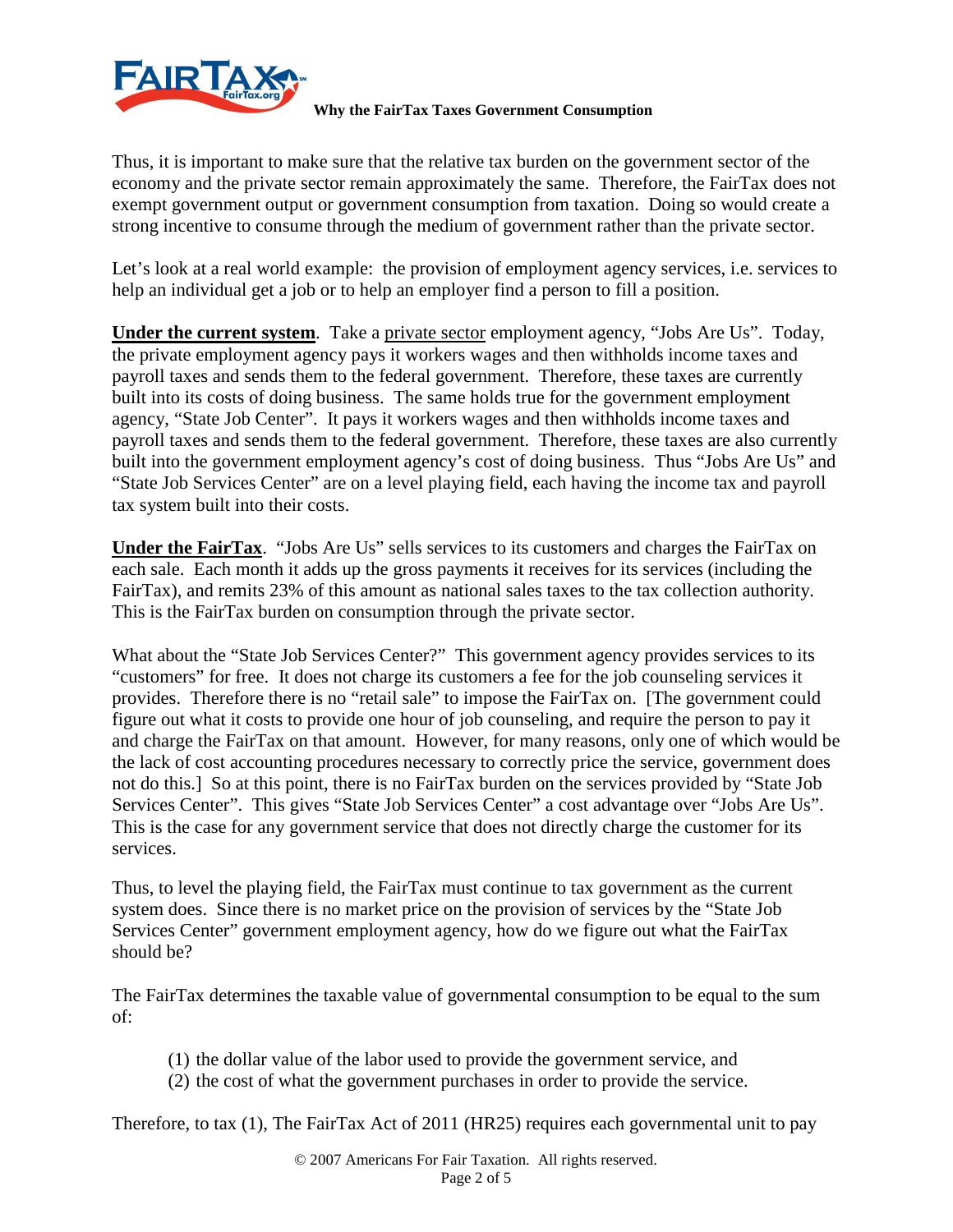Thus, it is important to make sure that the relative tax burden on the government sector of the economy and the private sector remain approximately the same. Therefore, the FairTax does not exempt government output or government consumption from taxation. Doing so would create a strong incentive to consume through the medium of government rather than the private sector.

Let's look at a real world example: the provision of employment agency services, i.e. services to help an individual get a job or to help an employer find a person to fill a position.

**Under the current system**. Take a private sector employment agency, "Jobs Are Us". Today, the private employment agency pays it workers wages and then withholds income taxes and payroll taxes and sends them to the federal government. Therefore, these taxes are currently built into its costs of doing business. The same holds true for the government employment agency, "State Job Center". It pays it workers wages and then withholds income taxes and payroll taxes and sends them to the federal government. Therefore, these taxes are also currently built into the government employment agency's cost of doing business. Thus "Jobs Are Us" and "State Job Services Center" are on a level playing field, each having the income tax and payroll tax system built into their costs.

**Under the FairTax**. "Jobs Are Us" sells services to its customers and charges the FairTax on each sale. Each month it adds up the gross payments it receives for its services (including the FairTax), and remits 23% of this amount as national sales taxes to the tax collection authority. This is the FairTax burden on consumption through the private sector.

What about the "State Job Services Center?" This government agency provides services to its "customers" for free. It does not charge its customers a fee for the job counseling services it provides. Therefore there is no "retail sale" to impose the FairTax on. [The government could figure out what it costs to provide one hour of job counseling, and require the person to pay it and charge the FairTax on that amount. However, for many reasons, only one of which would be the lack of cost accounting procedures necessary to correctly price the service, government does not do this.] So at this point, there is no FairTax burden on the services provided by "State Job Services Center". This gives "State Job Services Center" a cost advantage over "Jobs Are Us". This is the case for any government service that does not directly charge the customer for its services.

Thus, to level the playing field, the FairTax must continue to tax government as the current system does. Since there is no market price on the provision of services by the "State Job Services Center" government employment agency, how do we figure out what the FairTax should be?

The FairTax determines the taxable value of governmental consumption to be equal to the sum of:

(1) the dollar value of the labor used to provide the government service, and
(2) the cost of what the government purchases in order to provide the service.

Therefore, to tax (1), The FairTax Act of 2011 (HR25) requires each governmental unit to pay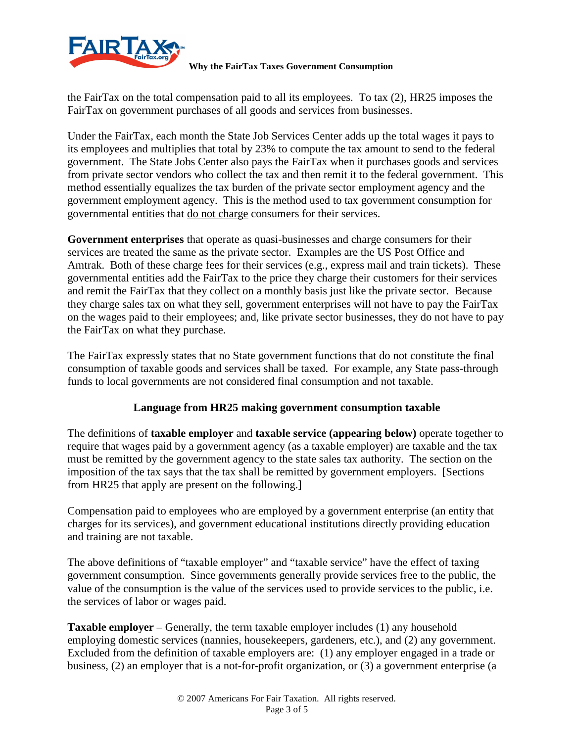the FairTax on the total compensation paid to all its employees. To tax (2), HR25 imposes the FairTax on government purchases of all goods and services from businesses.

Under the FairTax, each month the State Job Services Center adds up the total wages it pays to its employees and multiplies that total by 23% to compute the tax amount to send to the federal government. The State Jobs Center also pays the FairTax when it purchases goods and services from private sector vendors who collect the tax and then remit it to the federal government. This method essentially equalizes the tax burden of the private sector employment agency and the government employment agency. This is the method used to tax government consumption for governmental entities that do not charge consumers for their services.

**Government enterprises** that operate as quasi-businesses and charge consumers for their services are treated the same as the private sector. Examples are the US Post Office and Amtrak. Both of these charge fees for their services (e.g., express mail and train tickets). These governmental entities add the FairTax to the price they charge their customers for their services and remit the FairTax that they collect on a monthly basis just like the private sector. Because they charge sales tax on what they sell, government enterprises will not have to pay the FairTax on the wages paid to their employees; and, like private sector businesses, they do not have to pay the FairTax on what they purchase.

The FairTax expressly states that no State government functions that do not constitute the final consumption of taxable goods and services shall be taxed. For example, any State pass-through funds to local governments are not considered final consumption and not taxable.

## Language from HR25 making government consumption taxable

The definitions of **taxable employer** and **taxable service (appearing below)** operate together to require that wages paid by a government agency (as a taxable employer) are taxable and the tax must be remitted by the government agency to the state sales tax authority. The section on the imposition of the tax says that the tax shall be remitted by government employers. [Sections from HR25 that apply are present on the following.]

Compensation paid to employees who are employed by a government enterprise (an entity that charges for its services), and government educational institutions directly providing education and training are not taxable.

The above definitions of "taxable employer" and "taxable service" have the effect of taxing government consumption. Since governments generally provide services free to the public, the value of the consumption is the value of the services used to provide services to the public, i.e. the services of labor or wages paid.

**Taxable employer** – Generally, the term taxable employer includes (1) any household employing domestic services (nannies, housekeepers, gardeners, etc.), and (2) any government. Excluded from the definition of taxable employers are: (1) any employer engaged in a trade or business, (2) an employer that is a not-for-profit organization, or (3) a government enterprise (a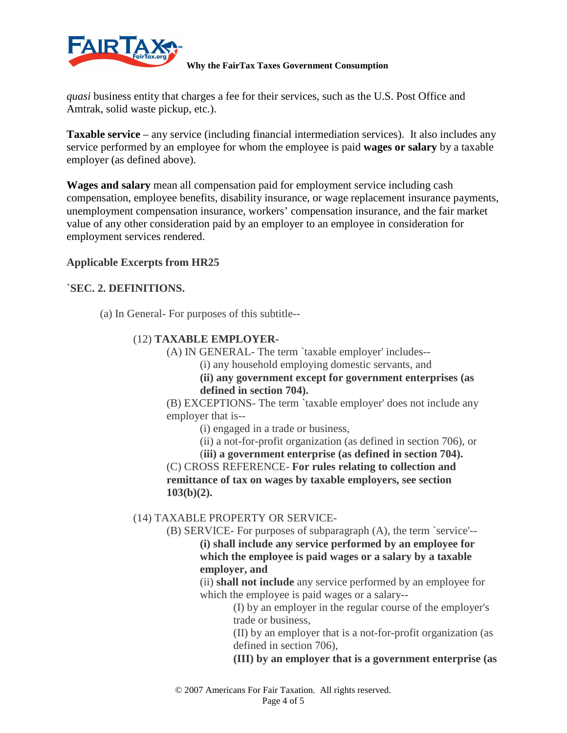*quasi* business entity that charges a fee for their services, such as the U.S. Post Office and Amtrak, solid waste pickup, etc.).

**Taxable service** – any service (including financial intermediation services). It also includes any service performed by an employee for whom the employee is paid **wages or salary** by a taxable employer (as defined above).

**Wages and salary** mean all compensation paid for employment service including cash compensation, employee benefits, disability insurance, or wage replacement insurance payments, unemployment compensation insurance, workers' compensation insurance, and the fair market value of any other consideration paid by an employer to an employee in consideration for employment services rendered.

**Applicable Excerpts from HR25**

**`SEC. 2. DEFINITIONS.**

(a) In General- For purposes of this subtitle--

(12) **TAXABLE EMPLOYER-**

(A) IN GENERAL- The term `taxable employer' includes--

(i) any household employing domestic servants, and

**(ii) any government except for government enterprises (as defined in section 704).**

(B) EXCEPTIONS- The term `taxable employer' does not include any employer that is--

(i) engaged in a trade or business,

(ii) a not-for-profit organization (as defined in section 706), or

(**iii) a government enterprise (as defined in section 704).**

(C) CROSS REFERENCE- **For rules relating to collection and remittance of tax on wages by taxable employers, see section 103(b)(2).**

(14) TAXABLE PROPERTY OR SERVICE-

(B) SERVICE- For purposes of subparagraph (A), the term `service'--

**(i) shall include any service performed by an employee for which the employee is paid wages or a salary by a taxable employer, and**

(ii) **shall not include** any service performed by an employee for which the employee is paid wages or a salary--

(I) by an employer in the regular course of the employer's trade or business,

(II) by an employer that is a not-for-profit organization (as defined in section 706),

**(III) by an employer that is a government enterprise (as**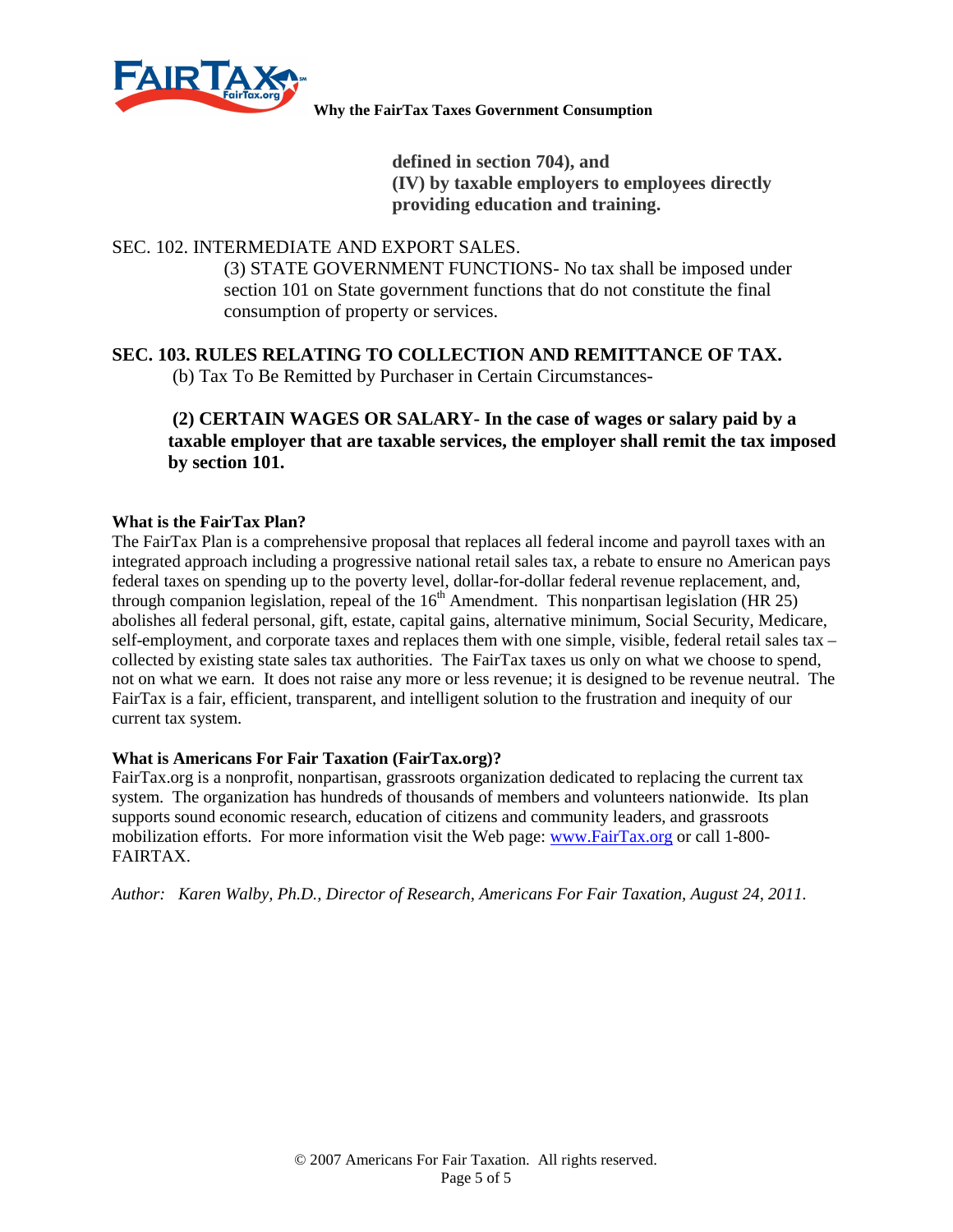**defined in section 704), and**
**(IV) by taxable employers to employees directly providing education and training.**

SEC. 102. INTERMEDIATE AND EXPORT SALES.

(3) STATE GOVERNMENT FUNCTIONS- No tax shall be imposed under section 101 on State government functions that do not constitute the final consumption of property or services.

**SEC. 103. RULES RELATING TO COLLECTION AND REMITTANCE OF TAX.**

(b) Tax To Be Remitted by Purchaser in Certain Circumstances-

**(2) CERTAIN WAGES OR SALARY- In the case of wages or salary paid by a taxable employer that are taxable services, the employer shall remit the tax imposed by section 101.**

**What is the FairTax Plan?**

The FairTax Plan is a comprehensive proposal that replaces all federal income and payroll taxes with an integrated approach including a progressive national retail sales tax, a rebate to ensure no American pays federal taxes on spending up to the poverty level, dollar-for-dollar federal revenue replacement, and, through companion legislation, repeal of the 16th Amendment. This nonpartisan legislation (HR 25) abolishes all federal personal, gift, estate, capital gains, alternative minimum, Social Security, Medicare, self-employment, and corporate taxes and replaces them with one simple, visible, federal retail sales tax – collected by existing state sales tax authorities. The FairTax taxes us only on what we choose to spend, not on what we earn. It does not raise any more or less revenue; it is designed to be revenue neutral. The FairTax is a fair, efficient, transparent, and intelligent solution to the frustration and inequity of our current tax system.

**What is Americans For Fair Taxation (FairTax.org)?**

FairTax.org is a nonprofit, nonpartisan, grassroots organization dedicated to replacing the current tax system. The organization has hundreds of thousands of members and volunteers nationwide. Its plan supports sound economic research, education of citizens and community leaders, and grassroots mobilization efforts. For more information visit the Web page: www.FairTax.org or call 1-800-FAIRTAX.

*Author: Karen Walby, Ph.D., Director of Research, Americans For Fair Taxation, August 24, 2011.*